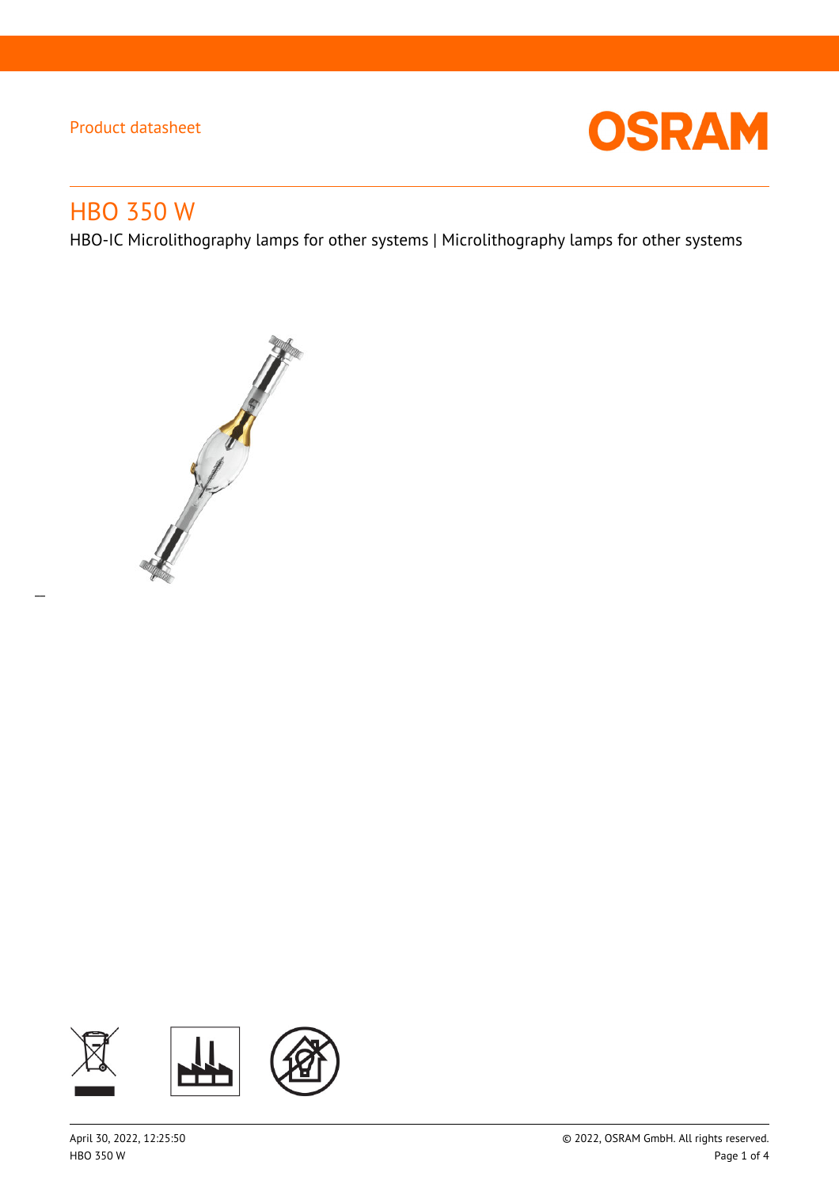Product datasheet

# HBO 350 W

HBO-IC Microlithography lamps for other systems | Microlithography lamps for other systems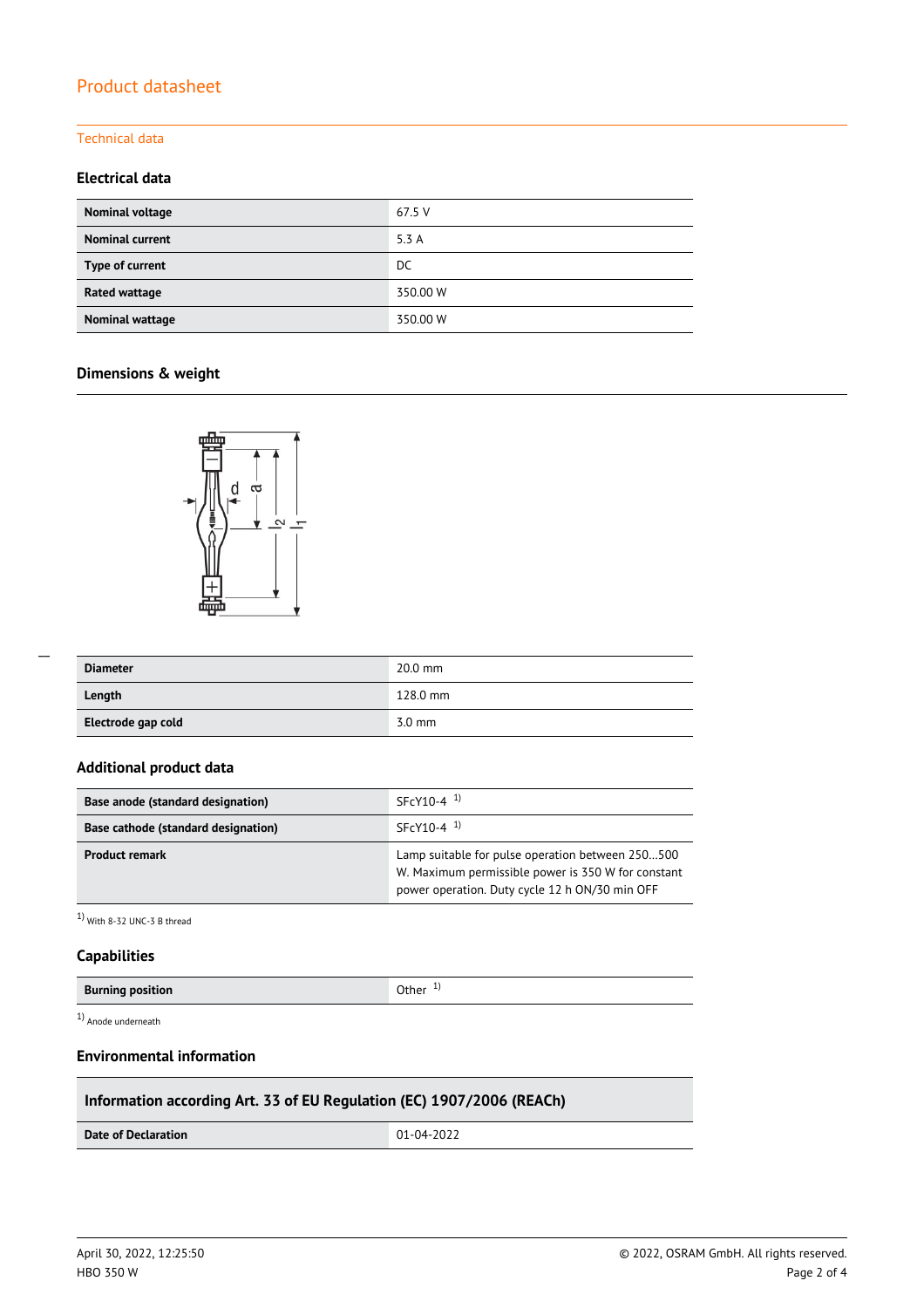# Product datasheet

## Technical data

### Electrical data

| | |
|---|---|
| **Nominal voltage** | 67.5 V |
| **Nominal current** | 5.3 A |
| **Type of current** | DC |
| **Rated wattage** | 350.00 W |
| **Nominal wattage** | 350.00 W |

### Dimensions & weight

| | |
|---|---|
| **Diameter** | 20.0 mm |
| **Length** | 128.0 mm |
| **Electrode gap cold** | 3.0 mm |

### Additional product data

| | |
|---|---|
| **Base anode (standard designation)** | SFcY10-4 [1] |
| **Base cathode (standard designation)** | SFcY10-4 [1] |
| **Product remark** | Lamp suitable for pulse operation between 250…500 W. Maximum permissible power is 350 W for constant power operation. Duty cycle 12 h ON/30 min OFF |

[1] With 8-32 UNC-3 B thread

### Capabilities

| | |
|---|---|
| **Burning position** | Other [1] |

[1] Anode underneath

### Environmental information

| Information according Art. 33 of EU Regulation (EC) 1907/2006 (REACh) | |
|---|---|
| **Date of Declaration** | 01-04-2022 |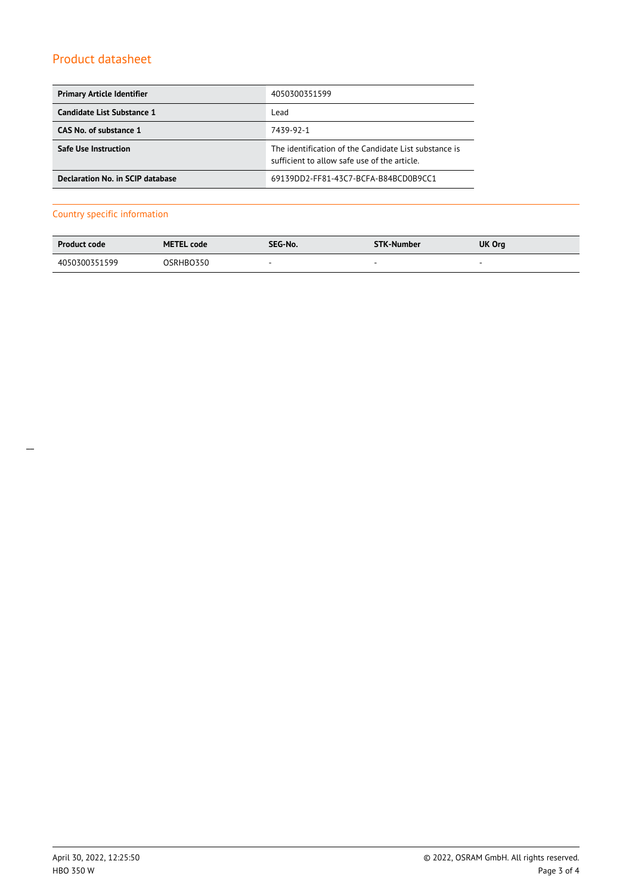## Product datasheet

| Primary Article Identifier | 4050300351599 |
| --- | --- |
| Candidate List Substance 1 | Lead |
| CAS No. of substance 1 | 7439-92-1 |
| Safe Use Instruction | The identification of the Candidate List substance is sufficient to allow safe use of the article. |
| Declaration No. in SCIP database | 69139DD2-FF81-43C7-BCFA-B84BCD0B9CC1 |

### Country specific information

| Product code | METEL code | SEG-No. | STK-Number | UK Org |
| --- | --- | --- | --- | --- |
| 4050300351599 | OSRHBO350 | - | - | - |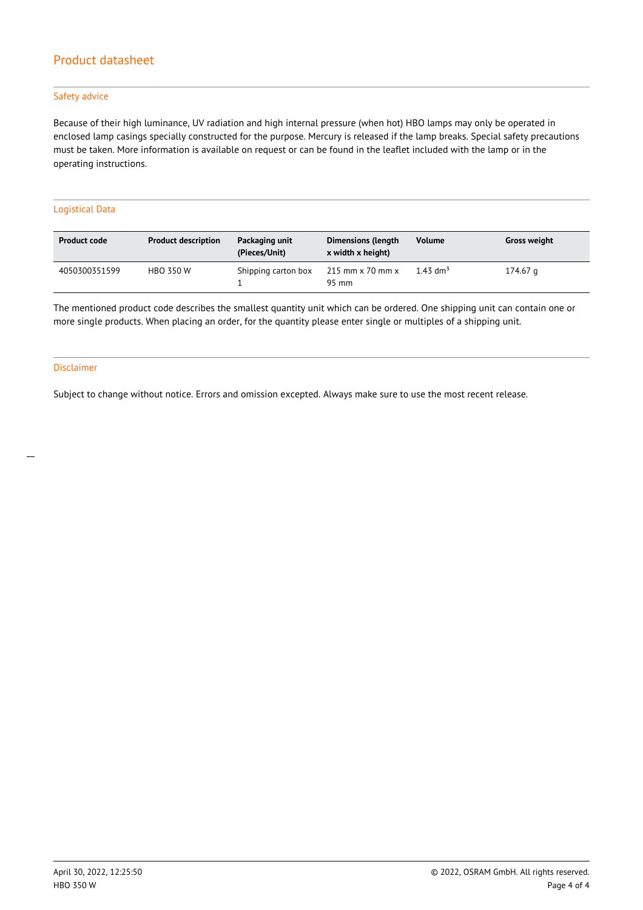## Safety advice

Because of their high luminance, UV radiation and high internal pressure (when hot) HBO lamps may only be operated in enclosed lamp casings specially constructed for the purpose. Mercury is released if the lamp breaks. Special safety precautions must be taken. More information is available on request or can be found in the leaflet included with the lamp or in the operating instructions.

## Logistical Data

| Product code | Product description | Packaging unit (Pieces/Unit) | Dimensions (length x width x height) | Volume | Gross weight |
| --- | --- | --- | --- | --- | --- |
| 4050300351599 | HBO 350 W | Shipping carton box 1 | 215 mm x 70 mm x 95 mm | 1.43 $dm^3$ | 174.67 g |

The mentioned product code describes the smallest quantity unit which can be ordered. One shipping unit can contain one or more single products. When placing an order, for the quantity please enter single or multiples of a shipping unit.

## Disclaimer

Subject to change without notice. Errors and omission excepted. Always make sure to use the most recent release.